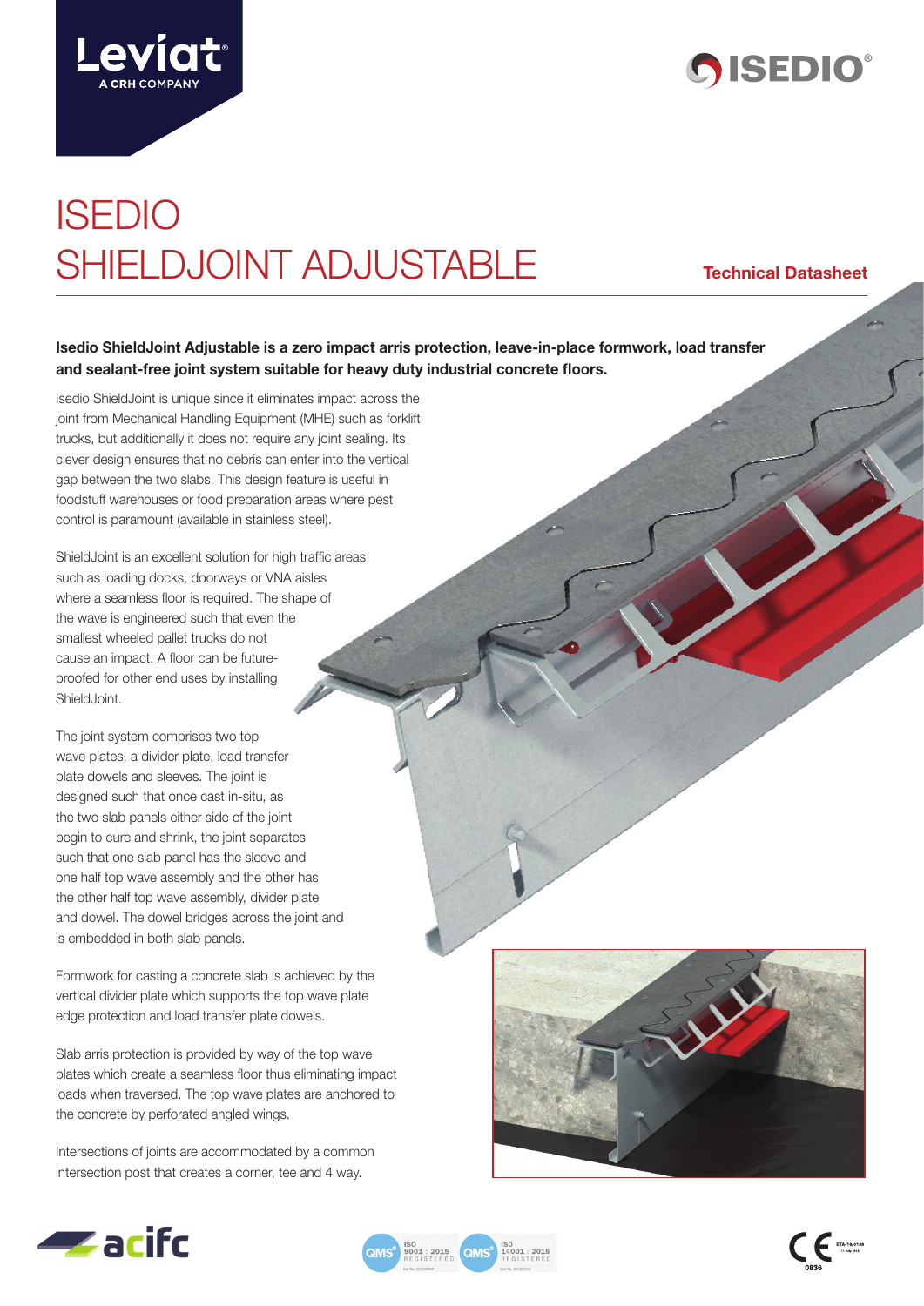# ISEDIO SHIELDJOINT ADJUSTABLE

**Technical Datasheet**

**Isedio ShieldJoint Adjustable is a zero impact arris protection, leave-in-place formwork, load transfer and sealant-free joint system suitable for heavy duty industrial concrete floors.**

Isedio ShieldJoint is unique since it eliminates impact across the joint from Mechanical Handling Equipment (MHE) such as forklift trucks, but additionally it does not require any joint sealing. Its clever design ensures that no debris can enter into the vertical gap between the two slabs. This design feature is useful in foodstuff warehouses or food preparation areas where pest control is paramount (available in stainless steel).

ShieldJoint is an excellent solution for high traffic areas such as loading docks, doorways or VNA aisles where a seamless floor is required. The shape of the wave is engineered such that even the smallest wheeled pallet trucks do not cause an impact. A floor can be future-proofed for other end uses by installing ShieldJoint.

The joint system comprises two top wave plates, a divider plate, load transfer plate dowels and sleeves. The joint is designed such that once cast in-situ, as the two slab panels either side of the joint begin to cure and shrink, the joint separates such that one slab panel has the sleeve and one half top wave assembly and the other has the other half top wave assembly, divider plate and dowel. The dowel bridges across the joint and is embedded in both slab panels.

Formwork for casting a concrete slab is achieved by the vertical divider plate which supports the top wave plate edge protection and load transfer plate dowels.

Slab arris protection is provided by way of the top wave plates which create a seamless floor thus eliminating impact loads when traversed. The top wave plates are anchored to the concrete by perforated angled wings.

Intersections of joints are accommodated by a common intersection post that creates a corner, tee and 4 way.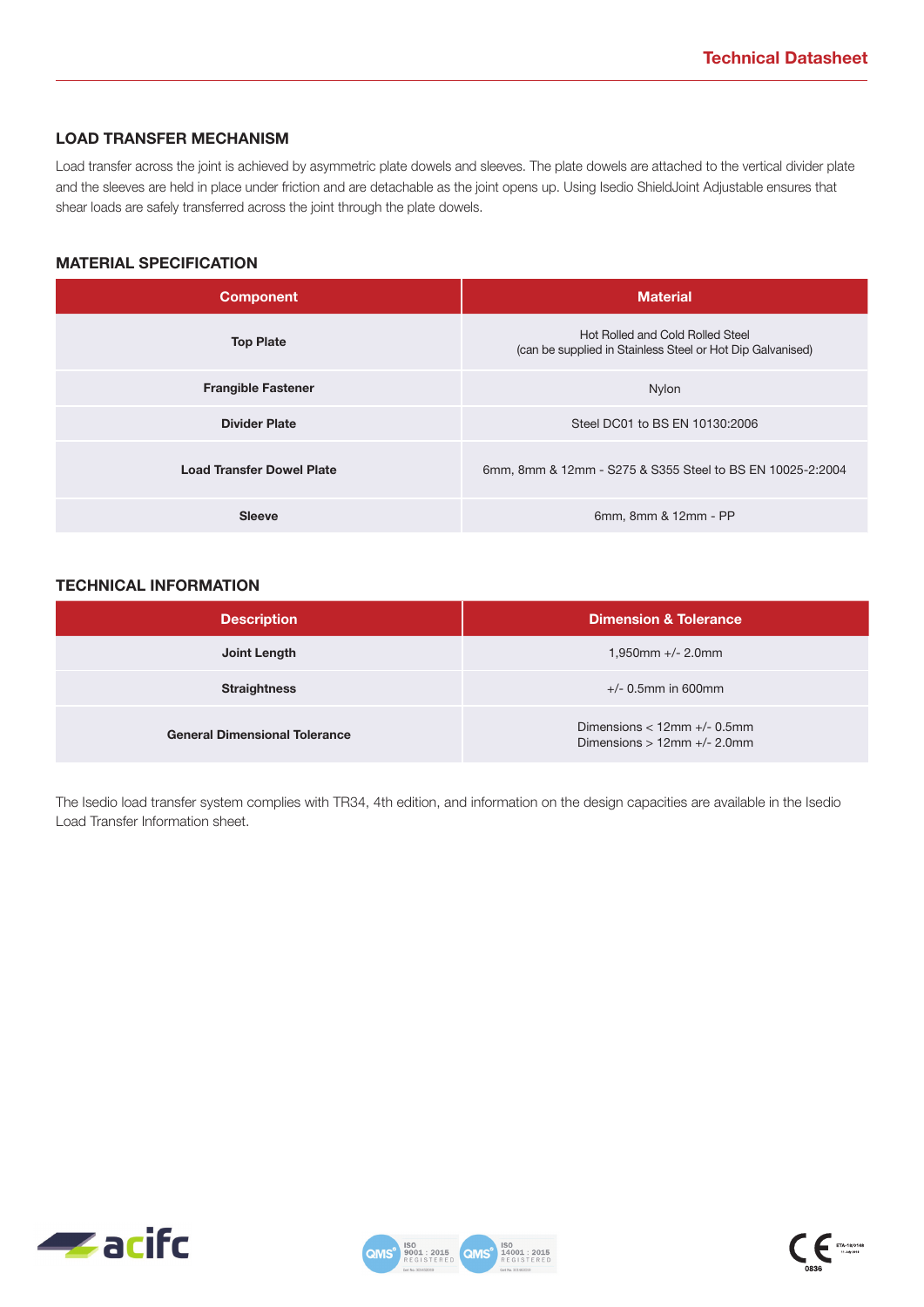## LOAD TRANSFER MECHANISM

Load transfer across the joint is achieved by asymmetric plate dowels and sleeves. The plate dowels are attached to the vertical divider plate and the sleeves are held in place under friction and are detachable as the joint opens up. Using Isedio ShieldJoint Adjustable ensures that shear loads are safely transferred across the joint through the plate dowels.

## MATERIAL SPECIFICATION

| Component | Material |
|---|---|
| **Top Plate** | Hot Rolled and Cold Rolled Steel (can be supplied in Stainless Steel or Hot Dip Galvanised) |
| **Frangible Fastener** | Nylon |
| **Divider Plate** | Steel DC01 to BS EN 10130:2006 |
| **Load Transfer Dowel Plate** | 6mm, 8mm & 12mm - S275 & S355 Steel to BS EN 10025-2:2004 |
| **Sleeve** | 6mm, 8mm & 12mm - PP |

## TECHNICAL INFORMATION

| Description | Dimension & Tolerance |
|---|---|
| **Joint Length** | 1,950mm +/- 2.0mm |
| **Straightness** | +/- 0.5mm in 600mm |
| **General Dimensional Tolerance** | Dimensions < 12mm +/- 0.5mm<br>Dimensions > 12mm +/- 2.0mm |

The Isedio load transfer system complies with TR34, 4th edition, and information on the design capacities are available in the Isedio Load Transfer Information sheet.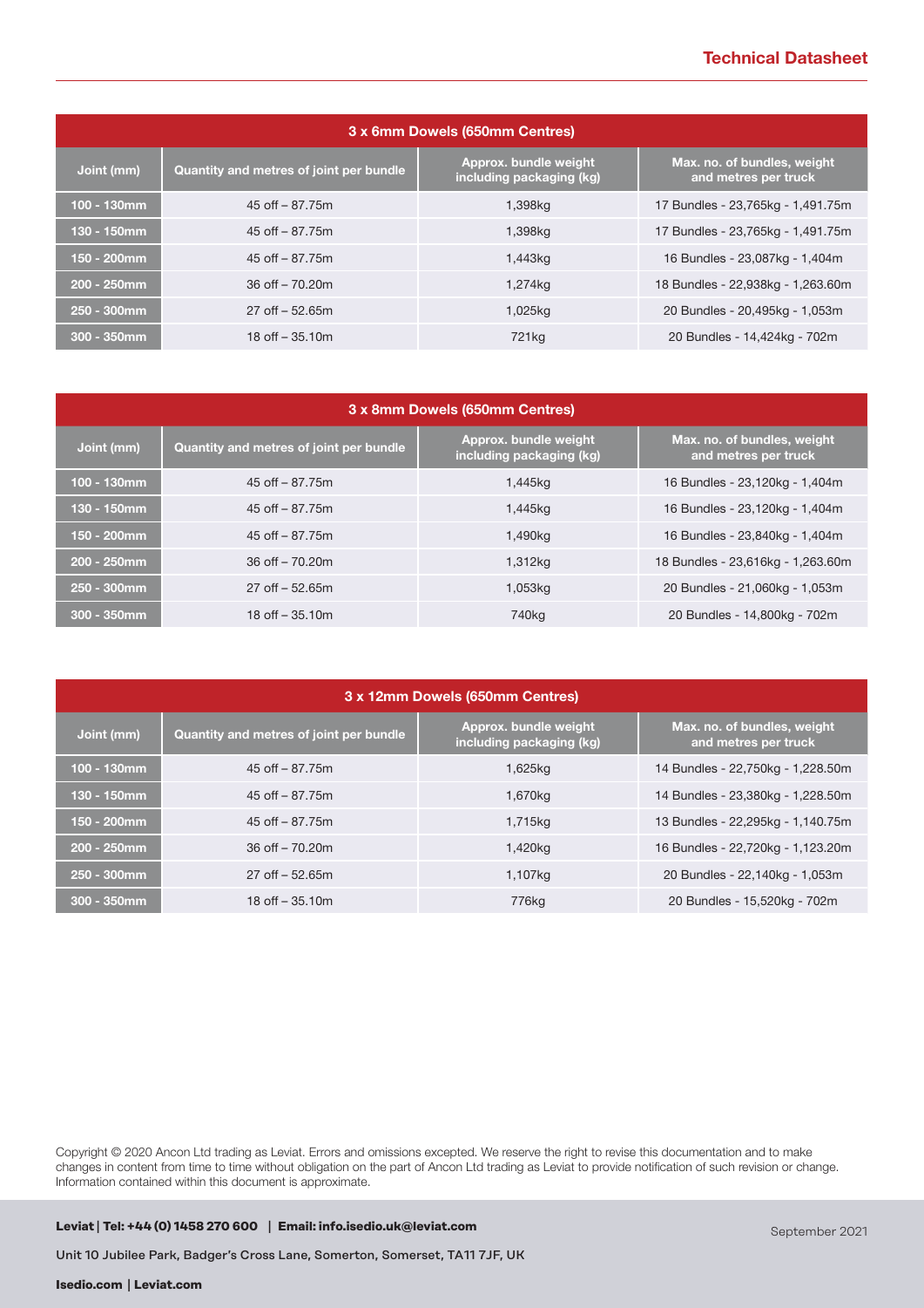| 3 x 6mm Dowels (650mm Centres) | | | |
|---|---|---|---|
| Joint (mm) | Quantity and metres of joint per bundle | Approx. bundle weight including packaging (kg) | Max. no. of bundles, weight and metres per truck |
| 100 - 130mm | 45 off – 87.75m | 1,398kg | 17 Bundles - 23,765kg - 1,491.75m |
| 130 - 150mm | 45 off – 87.75m | 1,398kg | 17 Bundles - 23,765kg - 1,491.75m |
| 150 - 200mm | 45 off – 87.75m | 1,443kg | 16 Bundles - 23,087kg - 1,404m |
| 200 - 250mm | 36 off – 70.20m | 1,274kg | 18 Bundles - 22,938kg - 1,263.60m |
| 250 - 300mm | 27 off – 52.65m | 1,025kg | 20 Bundles - 20,495kg - 1,053m |
| 300 - 350mm | 18 off – 35.10m | 721kg | 20 Bundles - 14,424kg - 702m |

| 3 x 8mm Dowels (650mm Centres) | | | |
|---|---|---|---|
| Joint (mm) | Quantity and metres of joint per bundle | Approx. bundle weight including packaging (kg) | Max. no. of bundles, weight and metres per truck |
| 100 - 130mm | 45 off – 87.75m | 1,445kg | 16 Bundles - 23,120kg - 1,404m |
| 130 - 150mm | 45 off – 87.75m | 1,445kg | 16 Bundles - 23,120kg - 1,404m |
| 150 - 200mm | 45 off – 87.75m | 1,490kg | 16 Bundles - 23,840kg - 1,404m |
| 200 - 250mm | 36 off – 70.20m | 1,312kg | 18 Bundles - 23,616kg - 1,263.60m |
| 250 - 300mm | 27 off – 52.65m | 1,053kg | 20 Bundles - 21,060kg - 1,053m |
| 300 - 350mm | 18 off – 35.10m | 740kg | 20 Bundles - 14,800kg - 702m |

| 3 x 12mm Dowels (650mm Centres) | | | |
|---|---|---|---|
| Joint (mm) | Quantity and metres of joint per bundle | Approx. bundle weight including packaging (kg) | Max. no. of bundles, weight and metres per truck |
| 100 - 130mm | 45 off – 87.75m | 1,625kg | 14 Bundles - 22,750kg - 1,228.50m |
| 130 - 150mm | 45 off – 87.75m | 1,670kg | 14 Bundles - 23,380kg - 1,228.50m |
| 150 - 200mm | 45 off – 87.75m | 1,715kg | 13 Bundles - 22,295kg - 1,140.75m |
| 200 - 250mm | 36 off – 70.20m | 1,420kg | 16 Bundles - 22,720kg - 1,123.20m |
| 250 - 300mm | 27 off – 52.65m | 1,107kg | 20 Bundles - 22,140kg - 1,053m |
| 300 - 350mm | 18 off – 35.10m | 776kg | 20 Bundles - 15,520kg - 702m |

Copyright © 2020 Ancon Ltd trading as Leviat. Errors and omissions excepted. We reserve the right to revise this documentation and to make changes in content from time to time without obligation on the part of Ancon Ltd trading as Leviat to provide notification of such revision or change. Information contained within this document is approximate.

**Leviat | Tel: +44 (0) 1458 270 600 | Email: info.isedio.uk@leviat.com**

September 2021

Unit 10 Jubilee Park, Badger's Cross Lane, Somerton, Somerset, TA11 7JF, UK

**Isedio.com | Leviat.com**